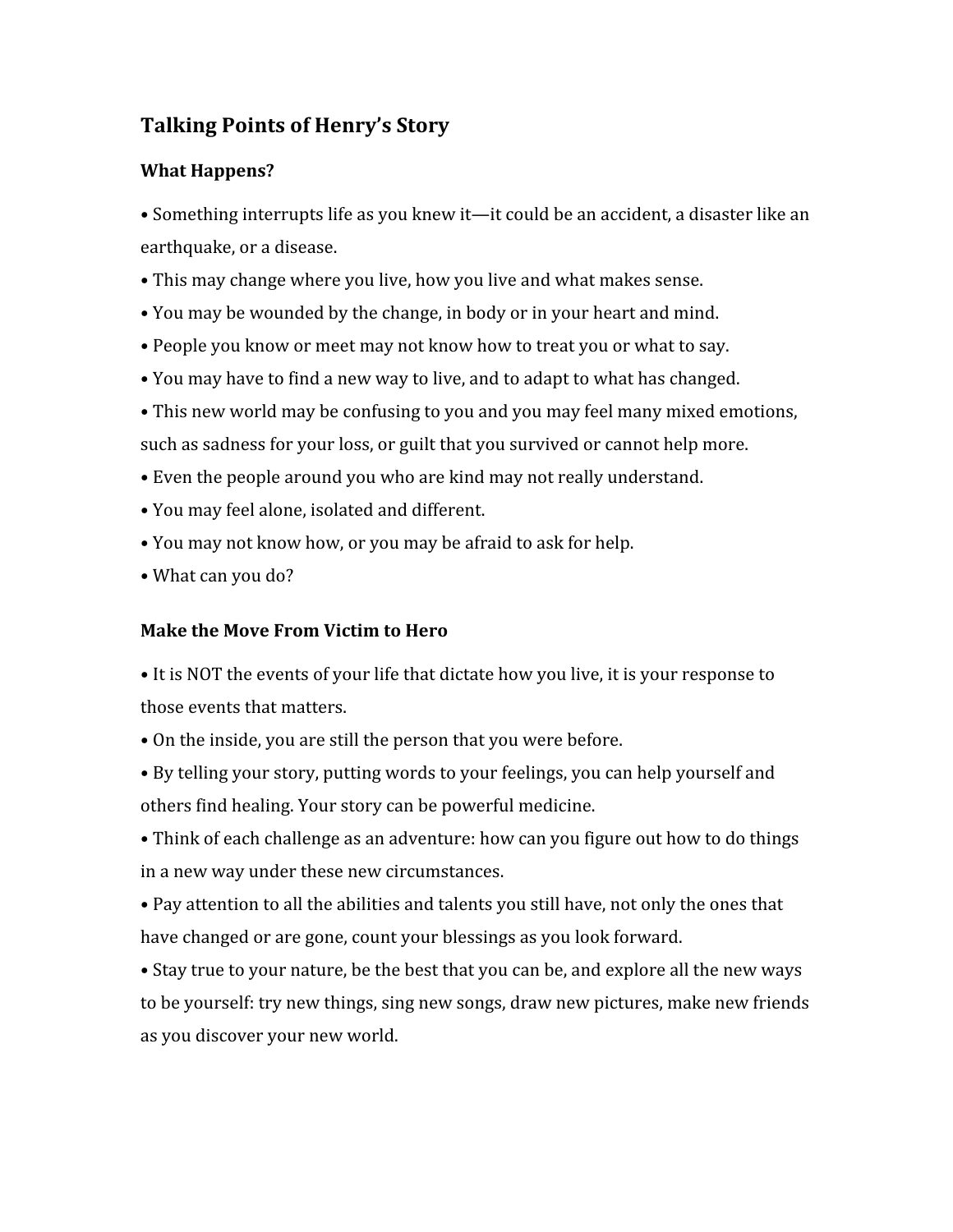## Talking Points of Henry's Story

### What Happens?

- Something interrupts life as you knew it—it could be an accident, a disaster like an earthquake, or a disease.
- This may change where you live, how you live and what makes sense.
- You may be wounded by the change, in body or in your heart and mind.
- People you know or meet may not know how to treat you or what to say.
- You may have to find a new way to live, and to adapt to what has changed.
- This new world may be confusing to you and you may feel many mixed emotions, such as sadness for your loss, or guilt that you survived or cannot help more.
- Even the people around you who are kind may not really understand.
- You may feel alone, isolated and different.
- You may not know how, or you may be afraid to ask for help.
- What can you do?

### Make the Move From Victim to Hero

- It is NOT the events of your life that dictate how you live, it is your response to those events that matters.
- On the inside, you are still the person that you were before.
- By telling your story, putting words to your feelings, you can help yourself and others find healing. Your story can be powerful medicine.
- Think of each challenge as an adventure: how can you figure out how to do things in a new way under these new circumstances.
- Pay attention to all the abilities and talents you still have, not only the ones that have changed or are gone, count your blessings as you look forward.
- Stay true to your nature, be the best that you can be, and explore all the new ways to be yourself: try new things, sing new songs, draw new pictures, make new friends as you discover your new world.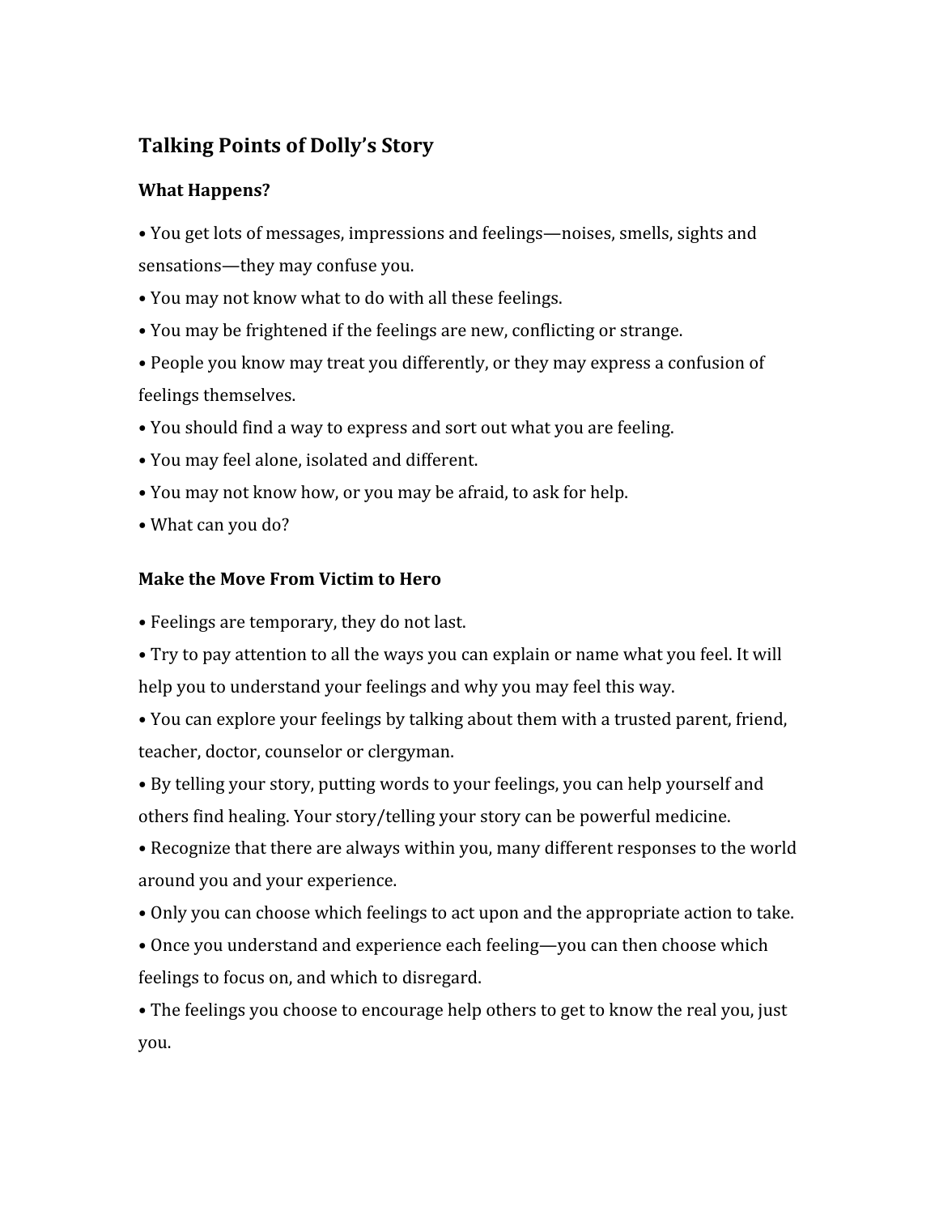## Talking Points of Dolly's Story

### What Happens?

- You get lots of messages, impressions and feelings—noises, smells, sights and sensations—they may confuse you.
- You may not know what to do with all these feelings.
- You may be frightened if the feelings are new, conflicting or strange.
- People you know may treat you differently, or they may express a confusion of feelings themselves.
- You should find a way to express and sort out what you are feeling.
- You may feel alone, isolated and different.
- You may not know how, or you may be afraid, to ask for help.
- What can you do?

### Make the Move From Victim to Hero

- Feelings are temporary, they do not last.
- Try to pay attention to all the ways you can explain or name what you feel. It will help you to understand your feelings and why you may feel this way.
- You can explore your feelings by talking about them with a trusted parent, friend, teacher, doctor, counselor or clergyman.
- By telling your story, putting words to your feelings, you can help yourself and others find healing. Your story/telling your story can be powerful medicine.
- Recognize that there are always within you, many different responses to the world around you and your experience.
- Only you can choose which feelings to act upon and the appropriate action to take.
- Once you understand and experience each feeling—you can then choose which feelings to focus on, and which to disregard.
- The feelings you choose to encourage help others to get to know the real you, just you.